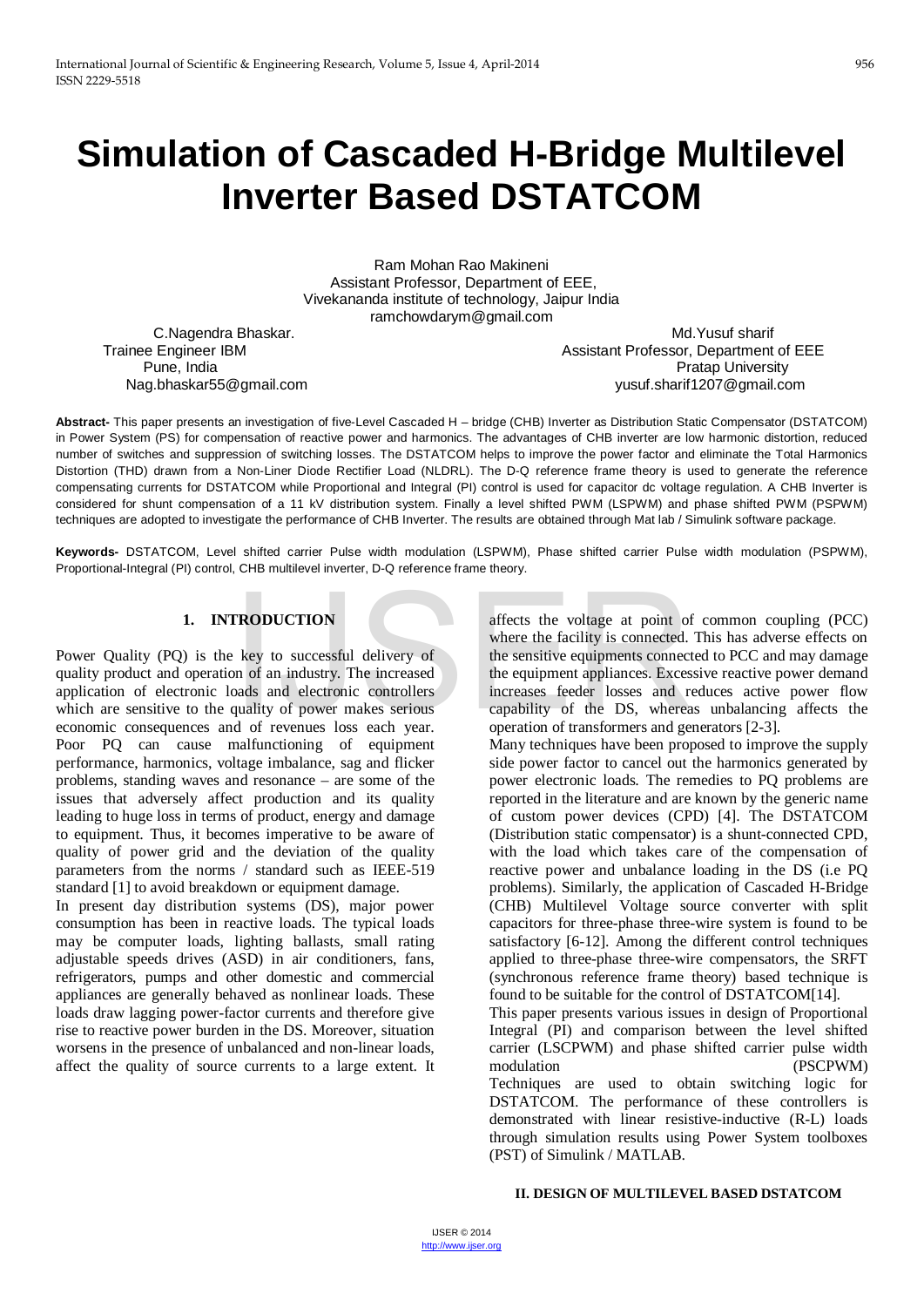# Simulation of Cascaded H-Bridge Multilevel Inverter Based DSTATCOM

Ram Mohan Rao Makineni
Assistant Professor, Department of EEE,
Vivekananda institute of technology, Jaipur India
ramchowdarym@gmail.com

C.Nagendra Bhaskar.
Trainee Engineer IBM
Pune, India
Nag.bhaskar55@gmail.com

Md.Yusuf sharif
Assistant Professor, Department of EEE
Pratap University
yusuf.sharif1207@gmail.com

**Abstract-** This paper presents an investigation of five-Level Cascaded H – bridge (CHB) Inverter as Distribution Static Compensator (DSTATCOM) in Power System (PS) for compensation of reactive power and harmonics. The advantages of CHB inverter are low harmonic distortion, reduced number of switches and suppression of switching losses. The DSTATCOM helps to improve the power factor and eliminate the Total Harmonics Distortion (THD) drawn from a Non-Liner Diode Rectifier Load (NLDRL). The D-Q reference frame theory is used to generate the reference compensating currents for DSTATCOM while Proportional and Integral (PI) control is used for capacitor dc voltage regulation. A CHB Inverter is considered for shunt compensation of a 11 kV distribution system. Finally a level shifted PWM (LSPWM) and phase shifted PWM (PSPWM) techniques are adopted to investigate the performance of CHB Inverter. The results are obtained through Mat lab / Simulink software package.

**Keywords-** DSTATCOM, Level shifted carrier Pulse width modulation (LSPWM), Phase shifted carrier Pulse width modulation (PSPWM), Proportional-Integral (PI) control, CHB multilevel inverter, D-Q reference frame theory.

## 1. INTRODUCTION

Power Quality (PQ) is the key to successful delivery of quality product and operation of an industry. The increased application of electronic loads and electronic controllers which are sensitive to the quality of power makes serious economic consequences and of revenues loss each year. Poor PQ can cause malfunctioning of equipment performance, harmonics, voltage imbalance, sag and flicker problems, standing waves and resonance – are some of the issues that adversely affect production and its quality leading to huge loss in terms of product, energy and damage to equipment. Thus, it becomes imperative to be aware of quality of power grid and the deviation of the quality parameters from the norms / standard such as IEEE-519 standard [1] to avoid breakdown or equipment damage.

In present day distribution systems (DS), major power consumption has been in reactive loads. The typical loads may be computer loads, lighting ballasts, small rating adjustable speeds drives (ASD) in air conditioners, fans, refrigerators, pumps and other domestic and commercial appliances are generally behaved as nonlinear loads. These loads draw lagging power-factor currents and therefore give rise to reactive power burden in the DS. Moreover, situation worsens in the presence of unbalanced and non-linear loads, affect the quality of source currents to a large extent. It affects the voltage at point of common coupling (PCC) where the facility is connected. This has adverse effects on the sensitive equipments connected to PCC and may damage the equipment appliances. Excessive reactive power demand increases feeder losses and reduces active power flow capability of the DS, whereas unbalancing affects the operation of transformers and generators [2-3].

Many techniques have been proposed to improve the supply side power factor to cancel out the harmonics generated by power electronic loads. The remedies to PQ problems are reported in the literature and are known by the generic name of custom power devices (CPD) [4]. The DSTATCOM (Distribution static compensator) is a shunt-connected CPD, with the load which takes care of the compensation of reactive power and unbalance loading in the DS (i.e PQ problems). Similarly, the application of Cascaded H-Bridge (CHB) Multilevel Voltage source converter with split capacitors for three-phase three-wire system is found to be satisfactory [6-12]. Among the different control techniques applied to three-phase three-wire compensators, the SRFT (synchronous reference frame theory) based technique is found to be suitable for the control of DSTATCOM[14].

This paper presents various issues in design of Proportional Integral (PI) and comparison between the level shifted carrier (LSCPWM) and phase shifted carrier pulse width modulation (PSCPWM) Techniques are used to obtain switching logic for DSTATCOM. The performance of these controllers is demonstrated with linear resistive-inductive (R-L) loads through simulation results using Power System toolboxes (PST) of Simulink / MATLAB.

## II. DESIGN OF MULTILEVEL BASED DSTATCOM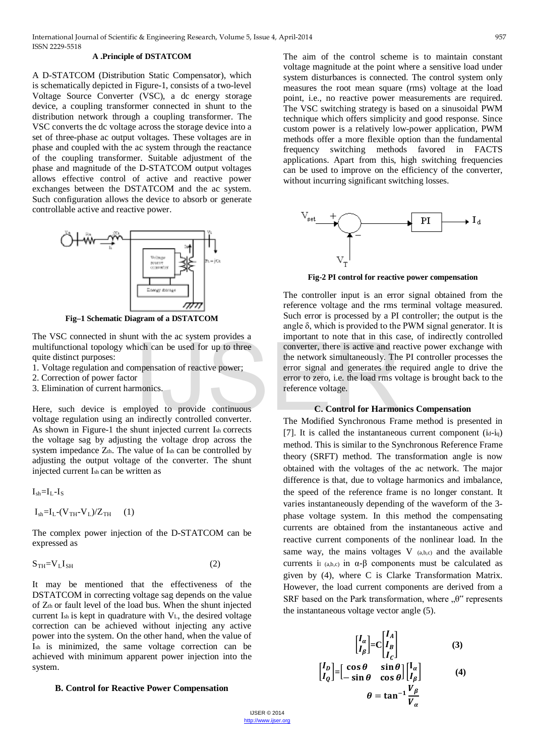#### A .Principle of DSTATCOM

A D-STATCOM (Distribution Static Compensator), which is schematically depicted in Figure-1, consists of a two-level Voltage Source Converter (VSC), a dc energy storage device, a coupling transformer connected in shunt to the distribution network through a coupling transformer. The VSC converts the dc voltage across the storage device into a set of three-phase ac output voltages. These voltages are in phase and coupled with the ac system through the reactance of the coupling transformer. Suitable adjustment of the phase and magnitude of the D-STATCOM output voltages allows effective control of active and reactive power exchanges between the DSTATCOM and the ac system. Such configuration allows the device to absorb or generate controllable active and reactive power.

**Fig–1 Schematic Diagram of a DSTATCOM**

The VSC connected in shunt with the ac system provides a multifunctional topology which can be used for up to three quite distinct purposes:

1. Voltage regulation and compensation of reactive power;
2. Correction of power factor
3. Elimination of current harmonics.

Here, such device is employed to provide continuous voltage regulation using an indirectly controlled converter. As shown in Figure-1 the shunt injected current $I_{sh}$ corrects the voltage sag by adjusting the voltage drop across the system impedance $Z_{th}$. The value of $I_{sh}$ can be controlled by adjusting the output voltage of the converter. The shunt injected current $I_{sh}$ can be written as

$$I_{sh}=I_L-I_S$$

$$I_{sh}=I_L-(V_{TH}-V_L)/Z_{TH} \quad (1)$$

The complex power injection of the D-STATCOM can be expressed as

$$S_{TH}=V_L I_{SH} \quad (2)$$

It may be mentioned that the effectiveness of the DSTATCOM in correcting voltage sag depends on the value of $Z_{th}$ or fault level of the load bus. When the shunt injected current $I_{sh}$ is kept in quadrature with $V_L$, the desired voltage correction can be achieved without injecting any active power into the system. On the other hand, when the value of $I_{sh}$ is minimized, the same voltage correction can be achieved with minimum apparent power injection into the system.

#### B. Control for Reactive Power Compensation

The aim of the control scheme is to maintain constant voltage magnitude at the point where a sensitive load under system disturbances is connected. The control system only measures the root mean square (rms) voltage at the load point, i.e., no reactive power measurements are required. The VSC switching strategy is based on a sinusoidal PWM technique which offers simplicity and good response. Since custom power is a relatively low-power application, PWM methods offer a more flexible option than the fundamental frequency switching methods favored in FACTS applications. Apart from this, high switching frequencies can be used to improve on the efficiency of the converter, without incurring significant switching losses.

**Fig-2 PI control for reactive power compensation**

The controller input is an error signal obtained from the reference voltage and the rms terminal voltage measured. Such error is processed by a PI controller; the output is the angle δ, which is provided to the PWM signal generator. It is important to note that in this case, of indirectly controlled converter, there is active and reactive power exchange with the network simultaneously. The PI controller processes the error signal and generates the required angle to drive the error to zero, i.e. the load rms voltage is brought back to the reference voltage.

#### C. Control for Harmonics Compensation

The Modified Synchronous Frame method is presented in [7]. It is called the instantaneous current component ($i_d$-$i_q$) method. This is similar to the Synchronous Reference Frame theory (SRFT) method. The transformation angle is now obtained with the voltages of the ac network. The major difference is that, due to voltage harmonics and imbalance, the speed of the reference frame is no longer constant. It varies instantaneously depending of the waveform of the 3-phase voltage system. In this method the compensating currents are obtained from the instantaneous active and reactive current components of the nonlinear load. In the same way, the mains voltages $V_{(a,b,c)}$ and the available currents $i_{l\,(a,b,c)}$ in α-β components must be calculated as given by (4), where C is Clarke Transformation Matrix. However, the load current components are derived from a SRF based on the Park transformation, where „θ" represents the instantaneous voltage vector angle (5).

$$\begin{bmatrix} I_\alpha \\ I_\beta \end{bmatrix} = C \begin{bmatrix} I_A \\ I_B \\ I_C \end{bmatrix} \quad (3)$$

$$\begin{bmatrix} I_D \\ I_Q \end{bmatrix} = \begin{bmatrix} \cos\theta & \sin\theta \\ -\sin\theta & \cos\theta \end{bmatrix} \begin{bmatrix} I_\alpha \\ I_\beta \end{bmatrix} \quad (4)$$

$$\theta = \tan^{-1}\frac{V_\beta}{V_\alpha}$$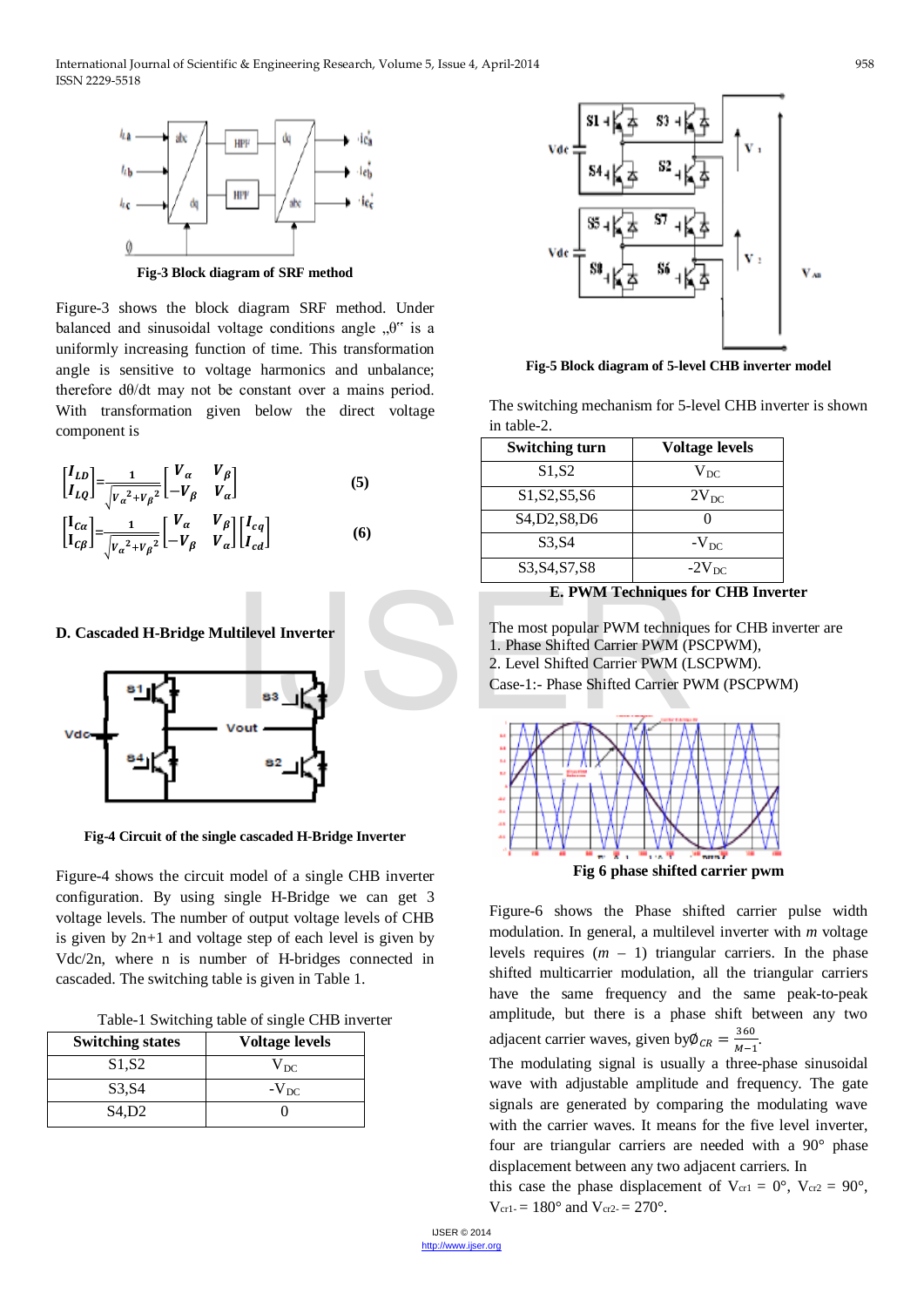Fig-3 Block diagram of SRF method

Figure-3 shows the block diagram SRF method. Under balanced and sinusoidal voltage conditions angle „θ" is a uniformly increasing function of time. This transformation angle is sensitive to voltage harmonics and unbalance; therefore dθ/dt may not be constant over a mains period. With transformation given below the direct voltage component is

$$\begin{bmatrix} I_{LD} \\ I_{LQ} \end{bmatrix} = \frac{1}{\sqrt{V_\alpha{}^2 + V_\beta{}^2}} \begin{bmatrix} V_\alpha & V_\beta \\ -V_\beta & V_\alpha \end{bmatrix} \quad (5)$$

$$\begin{bmatrix} I_{C\alpha} \\ I_{C\beta} \end{bmatrix} = \frac{1}{\sqrt{V_\alpha{}^2 + V_\beta{}^2}} \begin{bmatrix} V_\alpha & V_\beta \\ -V_\beta & V_\alpha \end{bmatrix} \begin{bmatrix} I_{cq} \\ I_{cd} \end{bmatrix} \quad (6)$$

### D. Cascaded H-Bridge Multilevel Inverter

Fig-4 Circuit of the single cascaded H-Bridge Inverter

Figure-4 shows the circuit model of a single CHB inverter configuration. By using single H-Bridge we can get 3 voltage levels. The number of output voltage levels of CHB is given by 2n+1 and voltage step of each level is given by Vdc/2n, where n is number of H-bridges connected in cascaded. The switching table is given in Table 1.

Table-1 Switching table of single CHB inverter

| Switching states | Voltage levels |
|---|---|
| S1,S2 | $V_{DC}$ |
| S3,S4 | $-V_{DC}$ |
| S4,D2 | 0 |

Fig-5 Block diagram of 5-level CHB inverter model

The switching mechanism for 5-level CHB inverter is shown in table-2.

| Switching turn | Voltage levels |
|---|---|
| S1,S2 | $V_{DC}$ |
| S1,S2,S5,S6 | $2V_{DC}$ |
| S4,D2,S8,D6 | 0 |
| S3,S4 | $-V_{DC}$ |
| S3,S4,S7,S8 | $-2V_{DC}$ |

### E. PWM Techniques for CHB Inverter

The most popular PWM techniques for CHB inverter are
1. Phase Shifted Carrier PWM (PSCPWM),
2. Level Shifted Carrier PWM (LSCPWM).

Case-1:- Phase Shifted Carrier PWM (PSCPWM)

Fig 6 phase shifted carrier pwm

Figure-6 shows the Phase shifted carrier pulse width modulation. In general, a multilevel inverter with *m* voltage levels requires (*m* – 1) triangular carriers. In the phase shifted multicarrier modulation, all the triangular carriers have the same frequency and the same peak-to-peak amplitude, but there is a phase shift between any two adjacent carrier waves, given by $\emptyset_{CR} = \frac{360}{M-1}$.

The modulating signal is usually a three-phase sinusoidal wave with adjustable amplitude and frequency. The gate signals are generated by comparing the modulating wave with the carrier waves. It means for the five level inverter, four are triangular carriers are needed with a 90° phase displacement between any two adjacent carriers. In this case the phase displacement of $V_{cr1}$ = 0°, $V_{cr2}$ = 90°, $V_{cr1-}$ = 180° and $V_{cr2-}$ = 270°.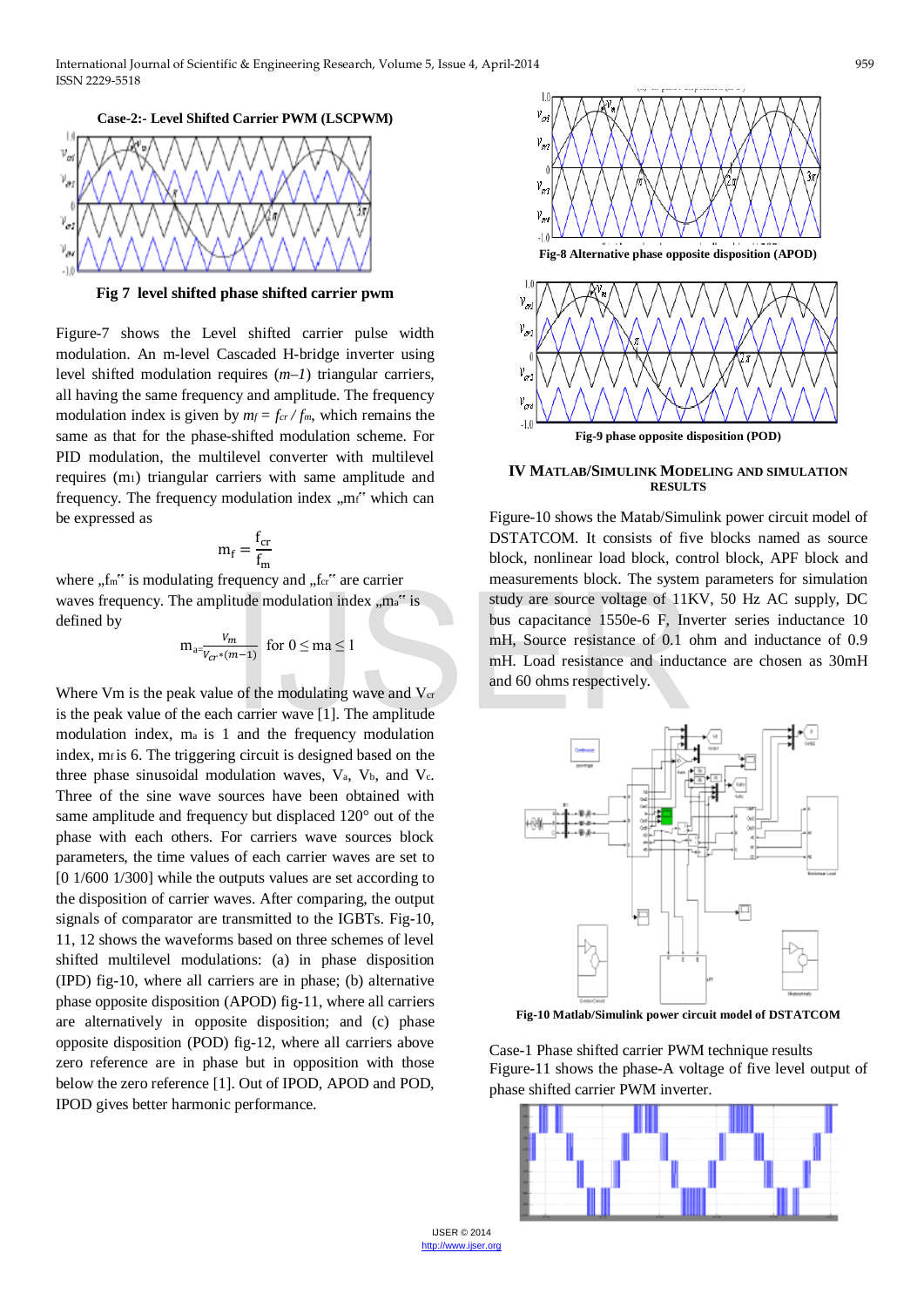**Case-2:- Level Shifted Carrier PWM (LSCPWM)**

**Fig 7 level shifted phase shifted carrier pwm**

Figure-7 shows the Level shifted carrier pulse width modulation. An m-level Cascaded H-bridge inverter using level shifted modulation requires (*m–1*) triangular carriers, all having the same frequency and amplitude. The frequency modulation index is given by $m_f = f_{cr} / f_m$, which remains the same as that for the phase-shifted modulation scheme. For PID modulation, the multilevel converter with multilevel requires ($m_1$) triangular carriers with same amplitude and frequency. The frequency modulation index „$m_f$" which can be expressed as

$$m_f = \frac{f_{cr}}{f_m}$$

where „$f_m$" is modulating frequency and „$f_{cr}$" are carrier waves frequency. The amplitude modulation index „$m_a$" is defined by

$$m_a = \frac{V_m}{V_{cr} * (m-1)} \quad \text{for } 0 \le ma \le 1$$

Where Vm is the peak value of the modulating wave and $V_{cr}$ is the peak value of the each carrier wave [1]. The amplitude modulation index, $m_a$ is 1 and the frequency modulation index, $m_f$ is 6. The triggering circuit is designed based on the three phase sinusoidal modulation waves, $V_a$, $V_b$, and $V_c$. Three of the sine wave sources have been obtained with same amplitude and frequency but displaced 120° out of the phase with each others. For carriers wave sources block parameters, the time values of each carrier waves are set to [0 1/600 1/300] while the outputs values are set according to the disposition of carrier waves. After comparing, the output signals of comparator are transmitted to the IGBTs. Fig-10, 11, 12 shows the waveforms based on three schemes of level shifted multilevel modulations: (a) in phase disposition (IPD) fig-10, where all carriers are in phase; (b) alternative phase opposite disposition (APOD) fig-11, where all carriers are alternatively in opposite disposition; and (c) phase opposite disposition (POD) fig-12, where all carriers above zero reference are in phase but in opposition with those below the zero reference [1]. Out of IPOD, APOD and POD, IPOD gives better harmonic performance.

**Fig-8 Alternative phase opposite disposition (APOD)**

**Fig-9 phase opposite disposition (POD)**

## IV MATLAB/SIMULINK MODELING AND SIMULATION RESULTS

Figure-10 shows the Matab/Simulink power circuit model of DSTATCOM. It consists of five blocks named as source block, nonlinear load block, control block, APF block and measurements block. The system parameters for simulation study are source voltage of 11KV, 50 Hz AC supply, DC bus capacitance 1550e-6 F, Inverter series inductance 10 mH, Source resistance of 0.1 ohm and inductance of 0.9 mH. Load resistance and inductance are chosen as 30mH and 60 ohms respectively.

**Fig-10 Matlab/Simulink power circuit model of DSTATCOM**

Case-1 Phase shifted carrier PWM technique results

Figure-11 shows the phase-A voltage of five level output of phase shifted carrier PWM inverter.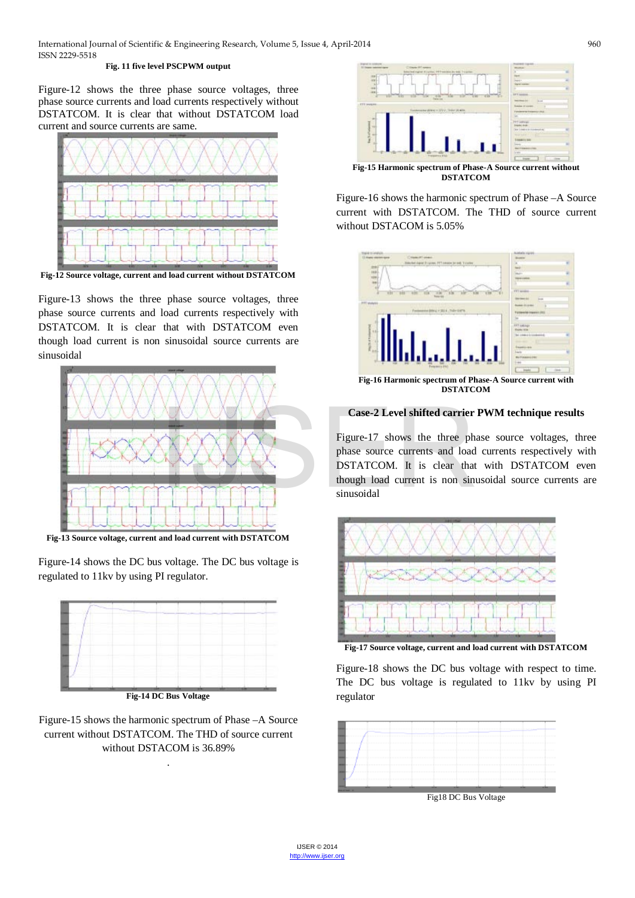**Fig. 11 five level PSCPWM output**

Figure-12 shows the three phase source voltages, three phase source currents and load currents respectively without DSTATCOM. It is clear that without DSTATCOM load current and source currents are same.

**Fig-12 Source voltage, current and load current without DSTATCOM**

Figure-13 shows the three phase source voltages, three phase source currents and load currents respectively with DSTATCOM. It is clear that with DSTATCOM even though load current is non sinusoidal source currents are sinusoidal

**Fig-13 Source voltage, current and load current with DSTATCOM**

Figure-14 shows the DC bus voltage. The DC bus voltage is regulated to 11kv by using PI regulator.

**Fig-14 DC Bus Voltage**

Figure-15 shows the harmonic spectrum of Phase –A Source current without DSTATCOM. The THD of source current without DSTACOM is 36.89%

**Fig-15 Harmonic spectrum of Phase-A Source current without DSTATCOM**

Figure-16 shows the harmonic spectrum of Phase –A Source current with DSTATCOM. The THD of source current without DSTACOM is 5.05%

**Fig-16 Harmonic spectrum of Phase-A Source current with DSTATCOM**

### Case-2 Level shifted carrier PWM technique results

Figure-17 shows the three phase source voltages, three phase source currents and load currents respectively with DSTATCOM. It is clear that with DSTATCOM even though load current is non sinusoidal source currents are sinusoidal

**Fig-17 Source voltage, current and load current with DSTATCOM**

Figure-18 shows the DC bus voltage with respect to time. The DC bus voltage is regulated to 11kv by using PI regulator

Fig18 DC Bus Voltage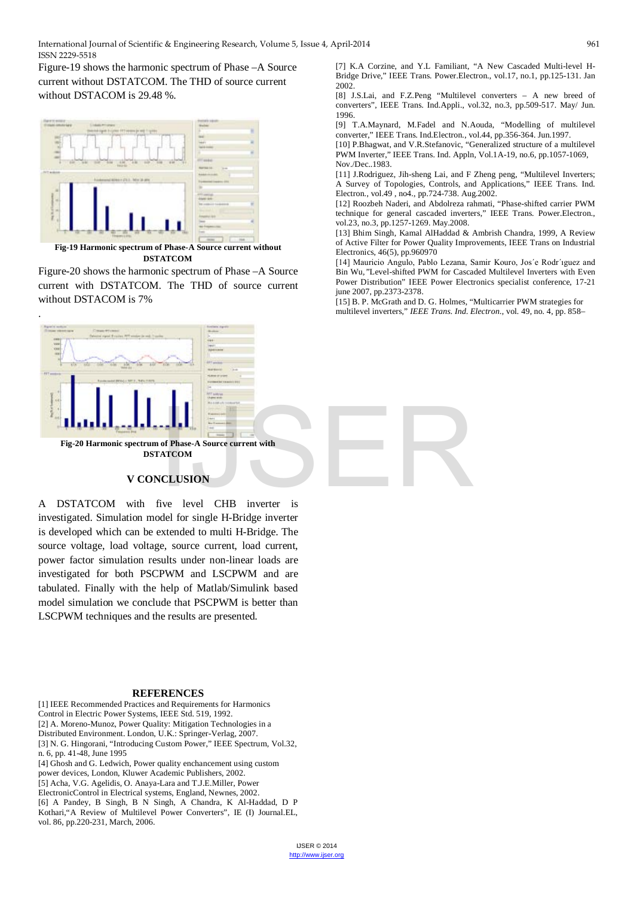Figure-19 shows the harmonic spectrum of Phase –A Source current without DSTATCOM. The THD of source current without DSTACOM is 29.48 %.

**Fig-19 Harmonic spectrum of Phase-A Source current without DSTATCOM**

Figure-20 shows the harmonic spectrum of Phase –A Source current with DSTATCOM. The THD of source current without DSTACOM is 7%

.

**Fig-20 Harmonic spectrum of Phase-A Source current with DSTATCOM**

## V CONCLUSION

A DSTATCOM with five level CHB inverter is investigated. Simulation model for single H-Bridge inverter is developed which can be extended to multi H-Bridge. The source voltage, load voltage, source current, load current, power factor simulation results under non-linear loads are investigated for both PSCPWM and LSCPWM and are tabulated. Finally with the help of Matlab/Simulink based model simulation we conclude that PSCPWM is better than LSCPWM techniques and the results are presented.

## REFERENCES

[1] IEEE Recommended Practices and Requirements for Harmonics Control in Electric Power Systems, IEEE Std. 519, 1992.

[2] A. Moreno-Munoz, Power Quality: Mitigation Technologies in a Distributed Environment. London, U.K.: Springer-Verlag, 2007.

[3] N. G. Hingorani, "Introducing Custom Power," IEEE Spectrum, Vol.32, n. 6, pp. 41-48, June 1995

[4] Ghosh and G. Ledwich, Power quality enchancement using custom power devices, London, Kluwer Academic Publishers, 2002.

[5] Acha, V.G. Agelidis, O. Anaya-Lara and T.J.E.Miller, Power ElectronicControl in Electrical systems, England, Newnes, 2002.

[6] A Pandey, B Singh, B N Singh, A Chandra, K Al-Haddad, D P Kothari,"A Review of Multilevel Power Converters", IE (I) Journal.EL, vol. 86, pp.220-231, March, 2006.

[7] K.A Corzine, and Y.L Familiant, "A New Cascaded Multi-level H-Bridge Drive," IEEE Trans. Power.Electron., vol.17, no.1, pp.125-131. Jan 2002.

[8] J.S.Lai, and F.Z.Peng "Multilevel converters – A new breed of converters", IEEE Trans. Ind.Appli., vol.32, no.3, pp.509-517. May/ Jun. 1996.

[9] T.A.Maynard, M.Fadel and N.Aouda, "Modelling of multilevel converter," IEEE Trans. Ind.Electron., vol.44, pp.356-364. Jun.1997.

[10] P.Bhagwat, and V.R.Stefanovic, "Generalized structure of a multilevel PWM Inverter," IEEE Trans. Ind. Appln, Vol.1A-19, no.6, pp.1057-1069, Nov./Dec..1983.

[11] J.Rodriguez, Jih-sheng Lai, and F Zheng peng, "Multilevel Inverters; A Survey of Topologies, Controls, and Applications," IEEE Trans. Ind. Electron., vol.49 , no4., pp.724-738. Aug.2002.

[12] Roozbeh Naderi, and Abdolreza rahmati, "Phase-shifted carrier PWM technique for general cascaded inverters," IEEE Trans. Power.Electron., vol.23, no.3, pp.1257-1269. May.2008.

[13] Bhim Singh, Kamal AlHaddad & Ambrish Chandra, 1999, A Review of Active Filter for Power Quality Improvements, IEEE Trans on Industrial Electronics, 46(5), pp.960970

[14] Mauricio Angulo, Pablo Lezana, Samir Kouro, Jos´e Rodr´ıguez and Bin Wu,"Level-shifted PWM for Cascaded Multilevel Inverters with Even Power Distribution" IEEE Power Electronics specialist conference, 17-21 june 2007, pp.2373-2378.

[15] B. P. McGrath and D. G. Holmes, "Multicarrier PWM strategies for multilevel inverters," *IEEE Trans. Ind. Electron.*, vol. 49, no. 4, pp. 858–